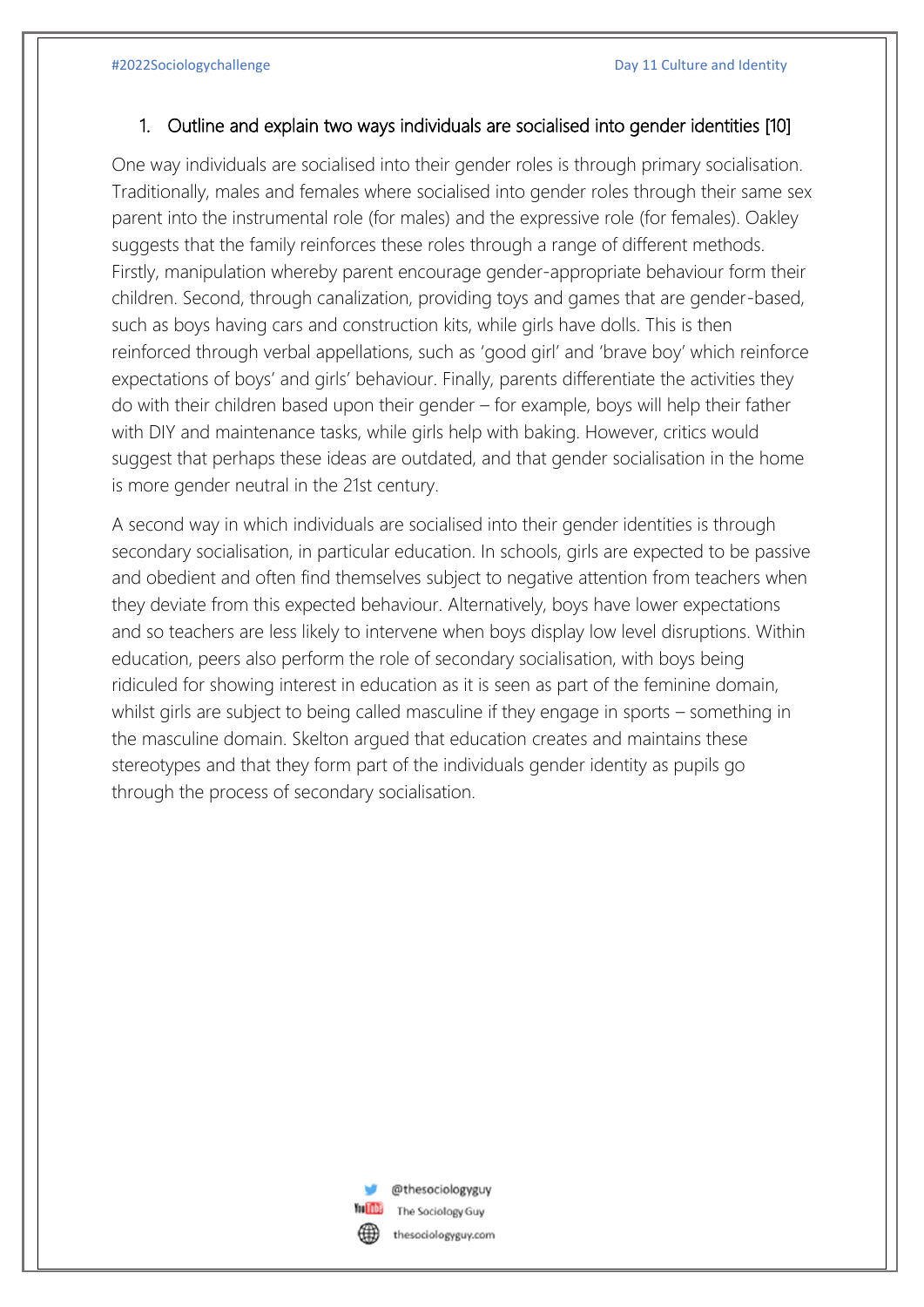1. Outline and explain two ways individuals are socialised into gender identities [10]

One way individuals are socialised into their gender roles is through primary socialisation. Traditionally, males and females where socialised into gender roles through their same sex parent into the instrumental role (for males) and the expressive role (for females). Oakley suggests that the family reinforces these roles through a range of different methods. Firstly, manipulation whereby parent encourage gender-appropriate behaviour form their children. Second, through canalization, providing toys and games that are gender-based, such as boys having cars and construction kits, while girls have dolls. This is then reinforced through verbal appellations, such as 'good girl' and 'brave boy' which reinforce expectations of boys' and girls' behaviour. Finally, parents differentiate the activities they do with their children based upon their gender – for example, boys will help their father with DIY and maintenance tasks, while girls help with baking. However, critics would suggest that perhaps these ideas are outdated, and that gender socialisation in the home is more gender neutral in the 21st century.

A second way in which individuals are socialised into their gender identities is through secondary socialisation, in particular education. In schools, girls are expected to be passive and obedient and often find themselves subject to negative attention from teachers when they deviate from this expected behaviour. Alternatively, boys have lower expectations and so teachers are less likely to intervene when boys display low level disruptions. Within education, peers also perform the role of secondary socialisation, with boys being ridiculed for showing interest in education as it is seen as part of the feminine domain, whilst girls are subject to being called masculine if they engage in sports – something in the masculine domain. Skelton argued that education creates and maintains these stereotypes and that they form part of the individuals gender identity as pupils go through the process of secondary socialisation.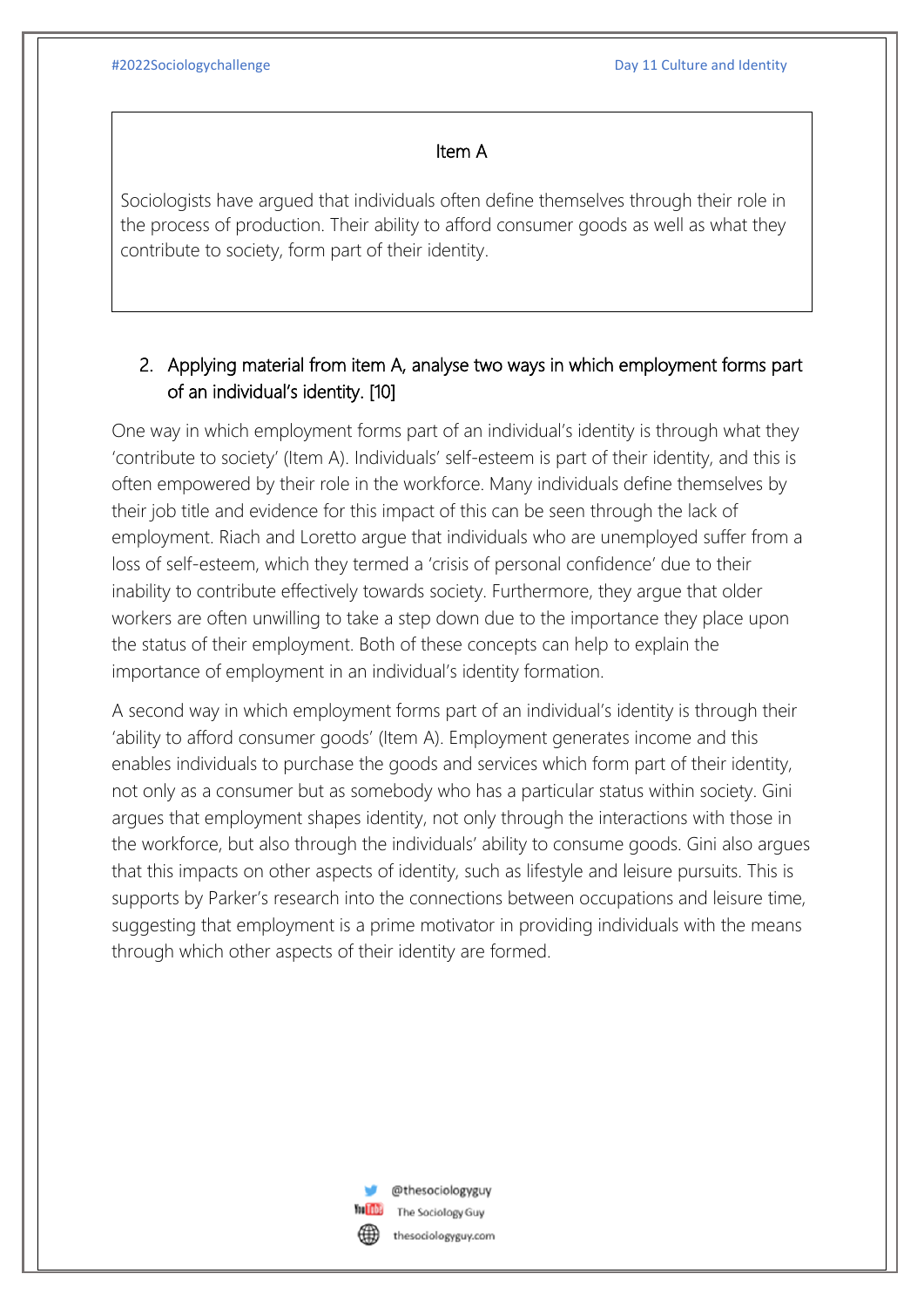### Item A

Sociologists have argued that individuals often define themselves through their role in the process of production. Their ability to afford consumer goods as well as what they contribute to society, form part of their identity.

2. Applying material from item A, analyse two ways in which employment forms part of an individual's identity. [10]

One way in which employment forms part of an individual's identity is through what they 'contribute to society' (Item A). Individuals' self-esteem is part of their identity, and this is often empowered by their role in the workforce. Many individuals define themselves by their job title and evidence for this impact of this can be seen through the lack of employment. Riach and Loretto argue that individuals who are unemployed suffer from a loss of self-esteem, which they termed a 'crisis of personal confidence' due to their inability to contribute effectively towards society. Furthermore, they argue that older workers are often unwilling to take a step down due to the importance they place upon the status of their employment. Both of these concepts can help to explain the importance of employment in an individual's identity formation.

A second way in which employment forms part of an individual's identity is through their 'ability to afford consumer goods' (Item A). Employment generates income and this enables individuals to purchase the goods and services which form part of their identity, not only as a consumer but as somebody who has a particular status within society. Gini argues that employment shapes identity, not only through the interactions with those in the workforce, but also through the individuals' ability to consume goods. Gini also argues that this impacts on other aspects of identity, such as lifestyle and leisure pursuits. This is supports by Parker's research into the connections between occupations and leisure time, suggesting that employment is a prime motivator in providing individuals with the means through which other aspects of their identity are formed.